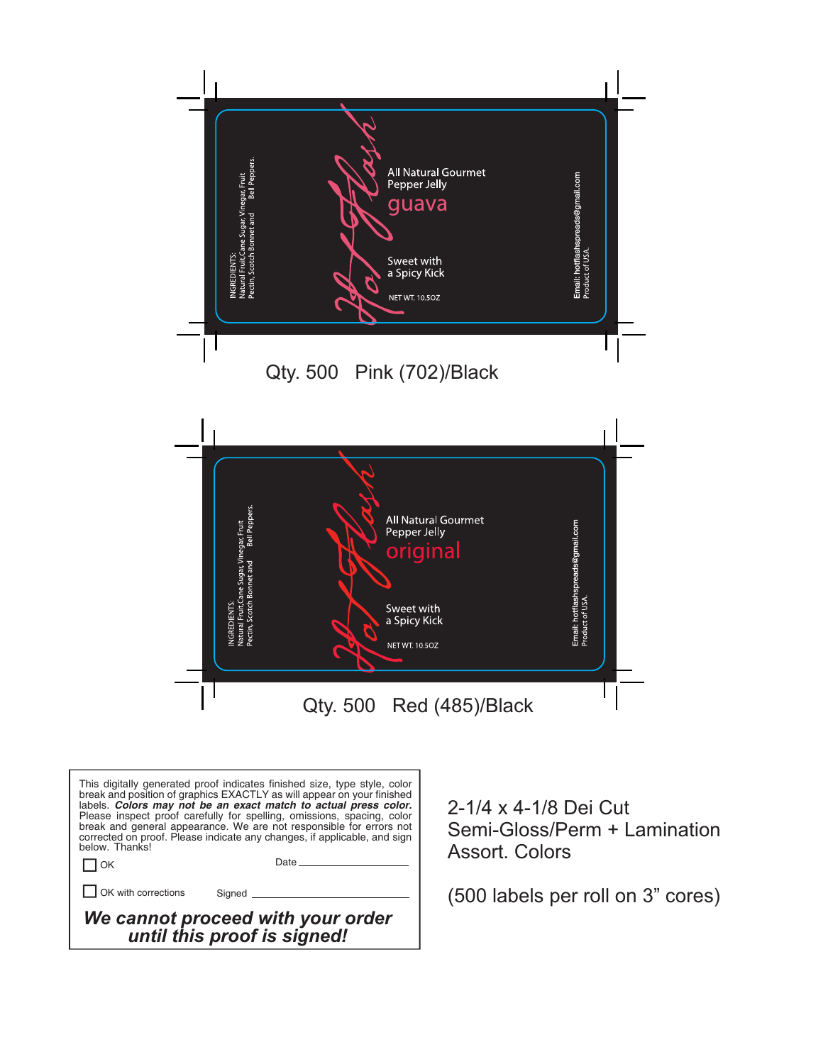INGREDIENTS:
Natural Fruit,Cane Sugar, Vinegar, Fruit
Pectin, Scotch Bonnet and Bell Peppers.

Hot Flash

All Natural Gourmet
Pepper Jelly
guava

Sweet with
a Spicy Kick

NET WT. 10.5OZ

Email: hotflashspreads@gmail.com
Product of USA.

Qty. 500 Pink (702)/Black

INGREDIENTS:
Natural Fruit,Cane Sugar, Vinegar, Fruit
Pectin, Scotch Bonnet and Bell Peppers.

Hot Flash

All Natural Gourmet
Pepper Jelly
original

Sweet with
a Spicy Kick

NET WT. 10.5OZ

Email: hotflashspreads@gmail.com
Product of USA.

Qty. 500 Red (485)/Black

This digitally generated proof indicates finished size, type style, color break and position of graphics EXACTLY as will appear on your finished labels. ***Colors may not be an exact match to actual press color.*** Please inspect proof carefully for spelling, omissions, spacing, color break and general appearance. We are not responsible for errors not corrected on proof. Please indicate any changes, if applicable, and sign below. Thanks!

☐ OK Date ____________________

☐ OK with corrections Signed ____________________

***We cannot proceed with your order until this proof is signed!***

2-1/4 x 4-1/8 Dei Cut
Semi-Gloss/Perm + Lamination
Assort. Colors

(500 labels per roll on 3” cores)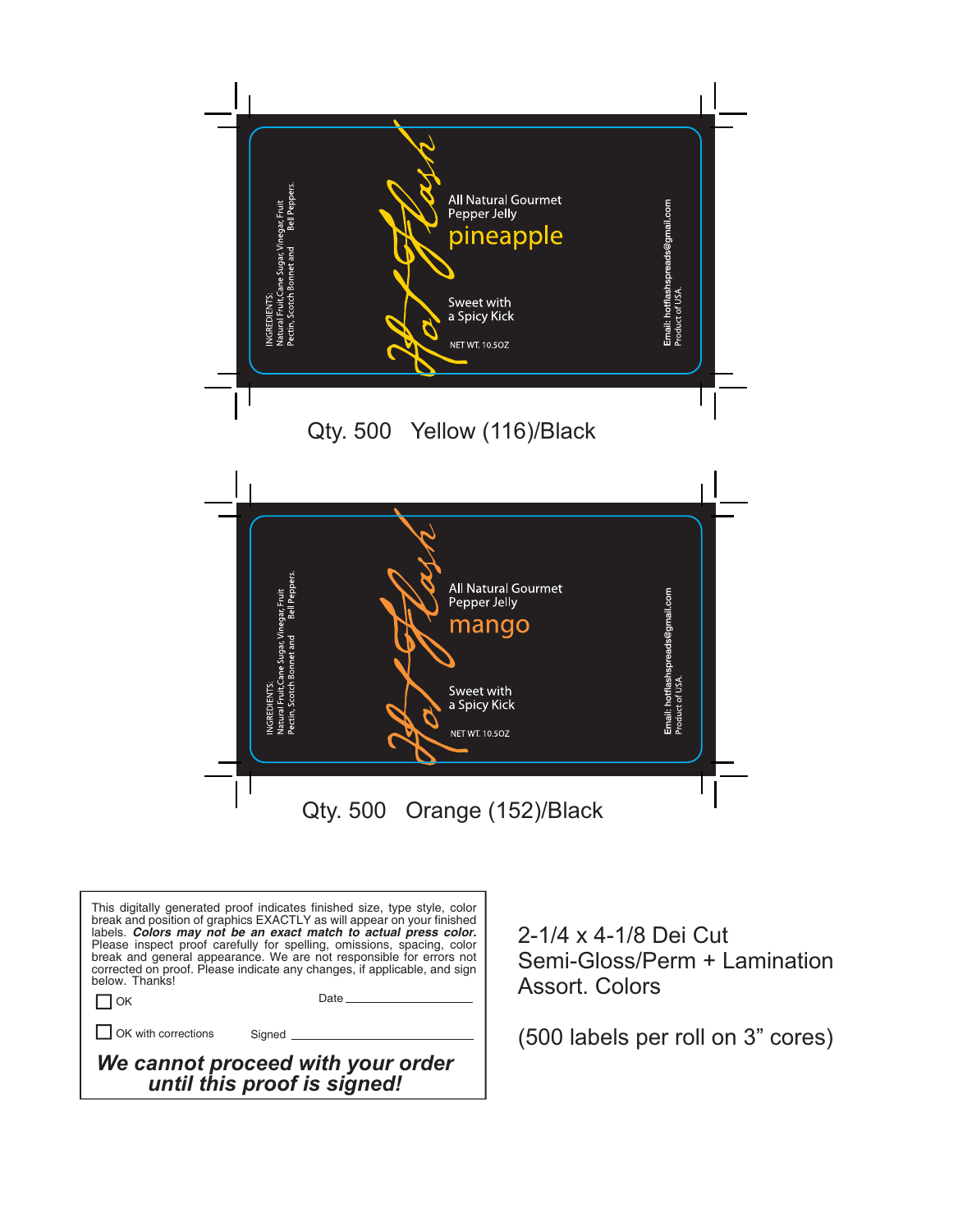INGREDIENTS:
Natural Fruit,Cane Sugar, Vinegar, Fruit
Pectin, Scotch Bonnet and Bell Peppers.

Hot Flash

All Natural Gourmet
Pepper Jelly
pineapple

Sweet with
a Spicy Kick

NET WT. 10.5OZ

Email: hotflashspreads@gmail.com
Product of USA.

Qty. 500 Yellow (116)/Black

INGREDIENTS:
Natural Fruit,Cane Sugar, Vinegar, Fruit
Pectin, Scotch Bonnet and Bell Peppers.

Hot Flash

All Natural Gourmet
Pepper Jelly
mango

Sweet with
a Spicy Kick

NET WT. 10.5OZ

Email: hotflashspreads@gmail.com
Product of USA.

Qty. 500 Orange (152)/Black

This digitally generated proof indicates finished size, type style, color break and position of graphics EXACTLY as will appear on your finished labels. ***Colors may not be an exact match to actual press color.*** Please inspect proof carefully for spelling, omissions, spacing, color break and general appearance. We are not responsible for errors not corrected on proof. Please indicate any changes, if applicable, and sign below. Thanks!

☐ OK Date ____________________

☐ OK with corrections Signed ____________________

***We cannot proceed with your order until this proof is signed!***

2-1/4 x 4-1/8 Dei Cut
Semi-Gloss/Perm + Lamination
Assort. Colors

(500 labels per roll on 3" cores)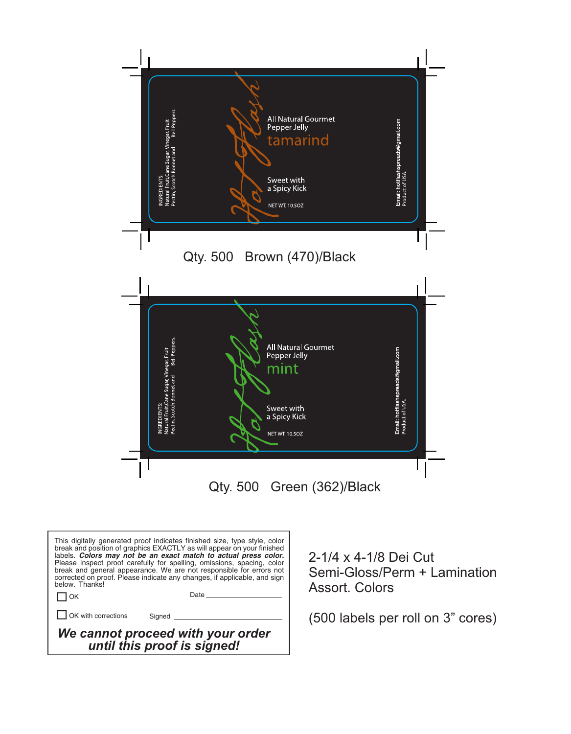INGREDIENTS:
Natural Fruit,Cane Sugar, Vinegar, Fruit
Pectin, Scotch Bonnet and Bell Peppers.

Hot Flash

All Natural Gourmet
Pepper Jelly
tamarind

Sweet with
a Spicy Kick

NET WT. 10.5OZ

Email: hotflashspreads@gmail.com
Product of USA.

Qty. 500 Brown (470)/Black

INGREDIENTS:
Natural Fruit,Cane Sugar, Vinegar, Fruit
Pectin, Scotch Bonnet and Bell Peppers.

Hot Flash

All Natural Gourmet
Pepper Jelly
mint

Sweet with
a Spicy Kick

NET WT. 10.5OZ

Email: hotflashspreads@gmail.com
Product of USA.

Qty. 500 Green (362)/Black

This digitally generated proof indicates finished size, type style, color break and position of graphics EXACTLY as will appear on your finished labels. ***Colors may not be an exact match to actual press color.*** Please inspect proof carefully for spelling, omissions, spacing, color break and general appearance. We are not responsible for errors not corrected on proof. Please indicate any changes, if applicable, and sign below. Thanks!

☐ OK Date ____________________

☐ OK with corrections Signed ____________________

***We cannot proceed with your order until this proof is signed!***

2-1/4 x 4-1/8 Dei Cut
Semi-Gloss/Perm + Lamination
Assort. Colors

(500 labels per roll on 3” cores)